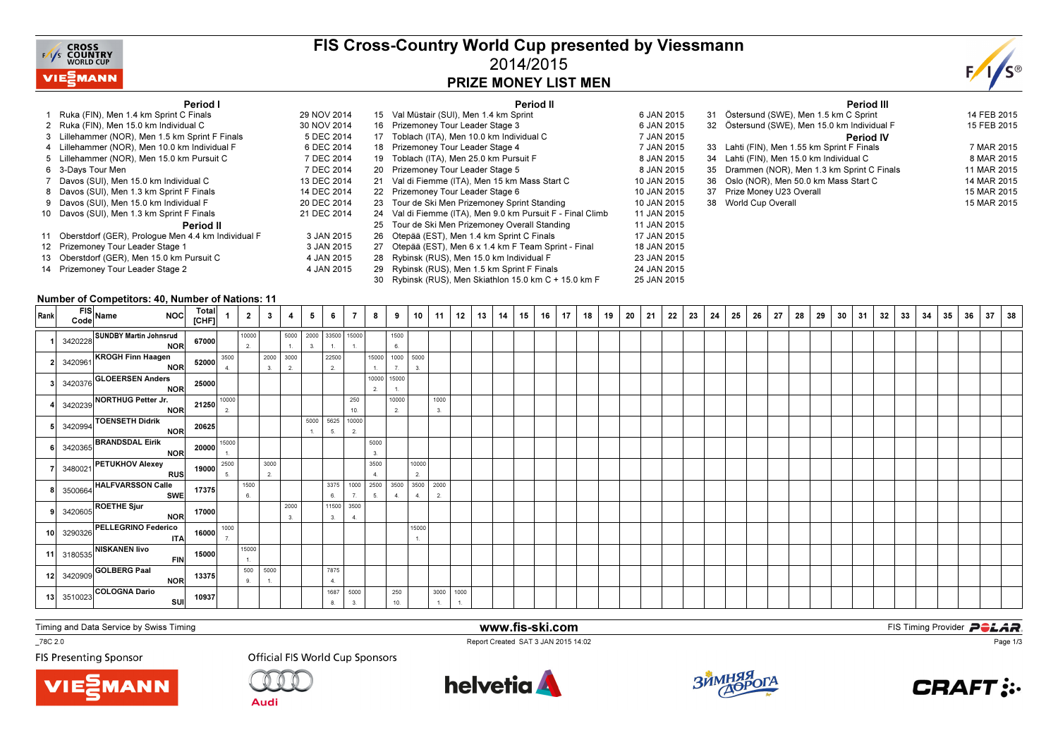# FIS Cross-Country World Cup presented by Viessmann

## 2014/2015

## PRIZE MONEY LIST MEN

### Period I

| No. | Event | Date |
|---|---|---|
| 1 | Ruka (FIN), Men 1.4 km Sprint C Finals | 29 NOV 2014 |
| 2 | Ruka (FIN), Men 15.0 km Individual C | 30 NOV 2014 |
| 3 | Lillehammer (NOR), Men 1.5 km Sprint F Finals | 5 DEC 2014 |
| 4 | Lillehammer (NOR), Men 10.0 km Individual F | 6 DEC 2014 |
| 5 | Lillehammer (NOR), Men 15.0 km Pursuit C | 7 DEC 2014 |
| 6 | 3-Days Tour Men | 7 DEC 2014 |
| 7 | Davos (SUI), Men 15.0 km Individual C | 13 DEC 2014 |
| 8 | Davos (SUI), Men 1.3 km Sprint F Finals | 14 DEC 2014 |
| 9 | Davos (SUI), Men 15.0 km Individual F | 20 DEC 2014 |
| 10 | Davos (SUI), Men 1.3 km Sprint F Finals | 21 DEC 2014 |

### Period II

| No. | Event | Date |
|---|---|---|
| 11 | Oberstdorf (GER), Prologue Men 4.4 km Individual F | 3 JAN 2015 |
| 12 | Prizemoney Tour Leader Stage 1 | 3 JAN 2015 |
| 13 | Oberstdorf (GER), Men 15.0 km Pursuit C | 4 JAN 2015 |
| 14 | Prizemoney Tour Leader Stage 2 | 4 JAN 2015 |
| 15 | Val Müstair (SUI), Men 1.4 km Sprint | 6 JAN 2015 |
| 16 | Prizemoney Tour Leader Stage 3 | 6 JAN 2015 |
| 17 | Toblach (ITA), Men 10.0 km Individual C | 7 JAN 2015 |
| 18 | Prizemoney Tour Leader Stage 4 | 7 JAN 2015 |
| 19 | Toblach (ITA), Men 25.0 km Pursuit F | 8 JAN 2015 |
| 20 | Prizemoney Tour Leader Stage 5 | 8 JAN 2015 |
| 21 | Val di Fiemme (ITA), Men 15 km Mass Start C | 10 JAN 2015 |
| 22 | Prizemoney Tour Leader Stage 6 | 10 JAN 2015 |
| 23 | Tour de Ski Men Prizemoney Sprint Standing | 10 JAN 2015 |
| 24 | Val di Fiemme (ITA), Men 9.0 km Pursuit F - Final Climb | 11 JAN 2015 |
| 25 | Tour de Ski Men Prizemoney Overall Standing | 11 JAN 2015 |
| 26 | Otepää (EST), Men 1.4 km Sprint C Finals | 17 JAN 2015 |
| 27 | Otepää (EST), Men 6 x 1.4 km F Team Sprint - Final | 18 JAN 2015 |
| 28 | Rybinsk (RUS), Men 15.0 km Individual F | 23 JAN 2015 |
| 29 | Rybinsk (RUS), Men 1.5 km Sprint F Finals | 24 JAN 2015 |
| 30 | Rybinsk (RUS), Men Skiathlon 15.0 km C + 15.0 km F | 25 JAN 2015 |

### Period III

| No. | Event | Date |
|---|---|---|
| 31 | Östersund (SWE), Men 1.5 km C Sprint | 14 FEB 2015 |
| 32 | Östersund (SWE), Men 15.0 km Individual F | 15 FEB 2015 |

### Period IV

| No. | Event | Date |
|---|---|---|
| 33 | Lahti (FIN), Men 1.55 km Sprint F Finals | 7 MAR 2015 |
| 34 | Lahti (FIN), Men 15.0 km Individual C | 8 MAR 2015 |
| 35 | Drammen (NOR), Men 1.3 km Sprint C Finals | 11 MAR 2015 |
| 36 | Oslo (NOR), Men 50.0 km Mass Start C | 14 MAR 2015 |
| 37 | Prize Money U23 Overall | 15 MAR 2015 |
| 38 | World Cup Overall | 15 MAR 2015 |

**Number of Competitors: 40, Number of Nations: 11**

| Rank | FIS Code | Name | NOC | Total [CHF] | 1 | 2 | 3 | 4 | 5 | 6 | 7 | 8 | 9 | 10 | 11 | 12 | 13 | 14 | 15 | 16 | 17 | 18 | 19 | 20 | 21 | 22 | 23 | 24 | 25 | 26 | 27 | 28 | 29 | 30 | 31 | 32 | 33 | 34 | 35 | 36 | 37 | 38 |
|---|---|---|---|---|---|---|---|---|---|---|---|---|---|---|---|---|---|---|---|---|---|---|---|---|---|---|---|---|---|---|---|---|---|---|---|---|---|---|---|---|---|---|
| 1 | 3420228 | SUNDBY Martin Johnsrud | NOR | 67000 | | 10000 2. | | 5000 1. | 2000 3. | 33500 1. | 15000 1. | | 1500 6. | | | | | | | | | | | | | | | | | | | | | | | | | | | | | |
| 2 | 3420961 | KROGH Finn Haagen | NOR | 52000 | 3500 4. | | 2000 3. | 3000 2. | | 22500 2. | | 15000 1. | 1000 7. | 5000 3. | | | | | | | | | | | | | | | | | | | | | | | | | | | | |
| 3 | 3420376 | GLOEERSEN Anders | NOR | 25000 | | | | | | | | 10000 2. | 15000 1. | | | | | | | | | | | | | | | | | | | | | | | | | | | | | |
| 4 | 3420239 | NORTHUG Petter Jr. | NOR | 21250 | 10000 2. | | | | | | 250 10. | | 10000 2. | | 1000 3. | | | | | | | | | | | | | | | | | | | | | | | | | | | |
| 5 | 3420994 | TOENSETH Didrik | NOR | 20625 | | | | | 5000 1. | 5625 5. | 10000 2. | | | | | | | | | | | | | | | | | | | | | | | | | | | | | | | |
| 6 | 3420365 | BRANDSDAL Eirik | NOR | 20000 | 15000 1. | | | | | | | 5000 3. | | | | | | | | | | | | | | | | | | | | | | | | | | | | | | |
| 7 | 3480021 | PETUKHOV Alexey | RUS | 19000 | 2500 5. | | 3000 2. | | | | | 3500 4. | | 10000 2. | | | | | | | | | | | | | | | | | | | | | | | | | | | | |
| 8 | 3500664 | HALFVARSSON Calle | SWE | 17375 | | 1500 6. | | | | 3375 6. | 1000 7. | 2500 5. | 3500 4. | 3500 4. | 2000 2. | | | | | | | | | | | | | | | | | | | | | | | | | | | |
| 9 | 3420605 | ROETHE Sjur | NOR | 17000 | | | | 2000 3. | | 11500 3. | 3500 4. | | | | | | | | | | | | | | | | | | | | | | | | | | | | | | | |
| 10 | 3290326 | PELLEGRINO Federico | ITA | 16000 | 1000 7. | | | | | | | | | 15000 1. | | | | | | | | | | | | | | | | | | | | | | | | | | | | |
| 11 | 3180535 | NISKANEN Iivo | FIN | 15000 | | 15000 1. | | | | | | | | | | | | | | | | | | | | | | | | | | | | | | | | | | | | |
| 12 | 3420909 | GOLBERG Paal | NOR | 13375 | | 500 9. | 5000 1. | | | 7875 4. | | | | | | | | | | | | | | | | | | | | | | | | | | | | | | | | |
| 13 | 3510023 | COLOGNA Dario | SUI | 10937 | | | | | | 1687 8. | 5000 3. | | 250 10. | | 3000 1. | 1000 1. | | | | | | | | | | | | | | | | | | | | | | | | | | |

Timing and Data Service by Swiss Timing

www.fis-ski.com

FIS Timing Provider POLAR

_78C 2.0

Report Created SAT 3 JAN 2015 14:02

FIS Presenting Sponsor

Official FIS World Cup Sponsors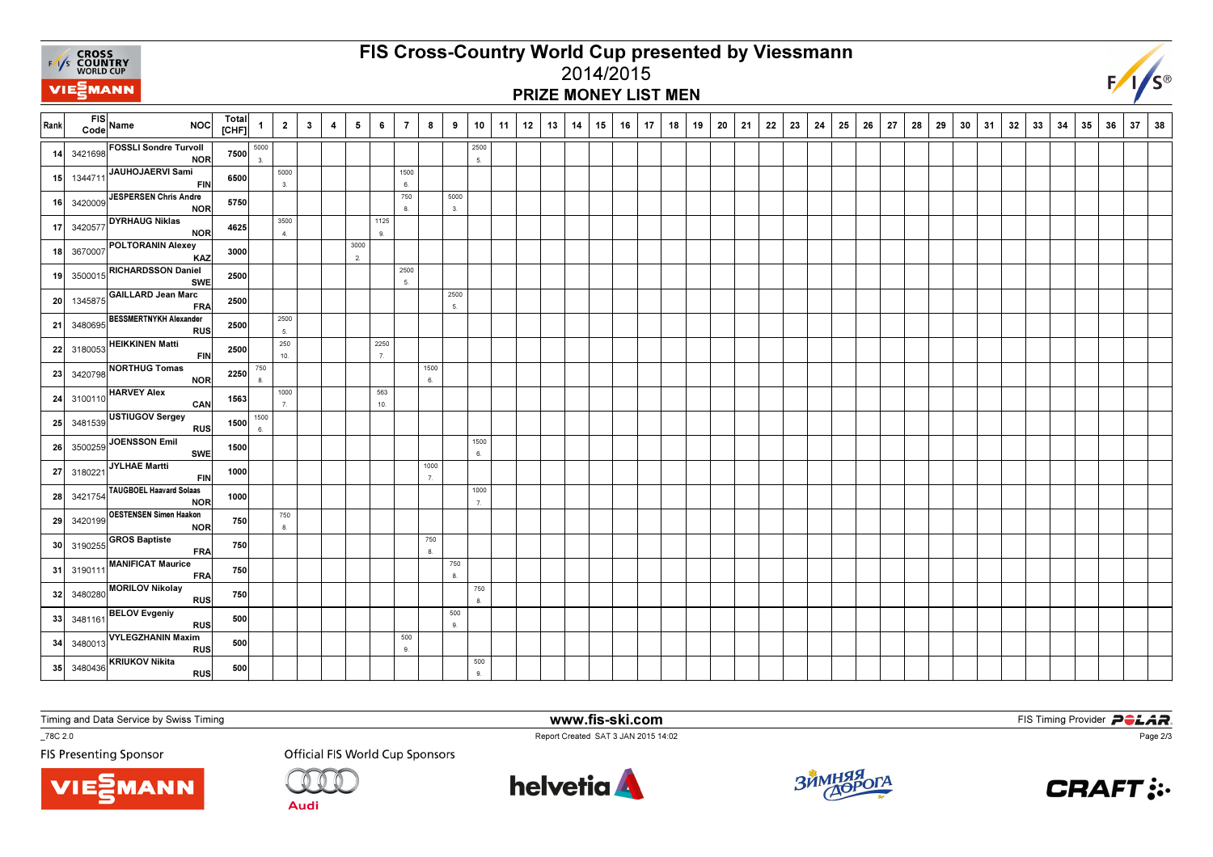# FIS Cross-Country World Cup presented by Viessmann

## 2014/2015

## PRIZE MONEY LIST MEN

| Rank | FIS Code | Name | NOC | Total [CHF] | 1 | 2 | 3 | 4 | 5 | 6 | 7 | 8 | 9 | 10 | 11 | 12 | 13 | 14 | 15 | 16 | 17 | 18 | 19 | 20 | 21 | 22 | 23 | 24 | 25 | 26 | 27 | 28 | 29 | 30 | 31 | 32 | 33 | 34 | 35 | 36 | 37 | 38 |
|---|---|---|---|---|---|---|---|---|---|---|---|---|---|---|---|---|---|---|---|---|---|---|---|---|---|---|---|---|---|---|---|---|---|---|---|---|---|---|---|---|---|---|
| 14 | 3421698 | FOSSLI Sondre Turvoll | NOR | 7500 | 5000 3. | | | | | | | | | 2500 5. | | | | | | | | | | | | | | | | | | | | | | | | | | | | |
| 15 | 1344711 | JAUHOJAERVI Sami | FIN | 6500 | | 5000 3. | | | | | 1500 6. | | | | | | | | | | | | | | | | | | | | | | | | | | | | | | | |
| 16 | 3420009 | JESPERSEN Chris Andre | NOR | 5750 | | | | | | | 750 8. | | 5000 3. | | | | | | | | | | | | | | | | | | | | | | | | | | | | | |
| 17 | 3420577 | DYRHAUG Niklas | NOR | 4625 | | 3500 4. | | | | 1125 9. | | | | | | | | | | | | | | | | | | | | | | | | | | | | | | | | |
| 18 | 3670007 | POLTORANIN Alexey | KAZ | 3000 | | | | | 3000 2. | | | | | | | | | | | | | | | | | | | | | | | | | | | | | | | | | |
| 19 | 3500015 | RICHARDSSON Daniel | SWE | 2500 | | | | | | | 2500 5. | | | | | | | | | | | | | | | | | | | | | | | | | | | | | | | |
| 20 | 1345875 | GAILLARD Jean Marc | FRA | 2500 | | | | | | | | | 2500 5. | | | | | | | | | | | | | | | | | | | | | | | | | | | | | |
| 21 | 3480695 | BESSMERTNYKH Alexander | RUS | 2500 | | 2500 5. | | | | | | | | | | | | | | | | | | | | | | | | | | | | | | | | | | | | |
| 22 | 3180053 | HEIKKINEN Matti | FIN | 2500 | | 250 10. | | | | 2250 7. | | | | | | | | | | | | | | | | | | | | | | | | | | | | | | | | |
| 23 | 3420798 | NORTHUG Tomas | NOR | 2250 | 750 8. | | | | | | | 1500 6. | | | | | | | | | | | | | | | | | | | | | | | | | | | | | | |
| 24 | 3100110 | HARVEY Alex | CAN | 1563 | | 1000 7. | | | | 563 10. | | | | | | | | | | | | | | | | | | | | | | | | | | | | | | | | |
| 25 | 3481539 | USTIUGOV Sergey | RUS | 1500 | 1500 6. | | | | | | | | | | | | | | | | | | | | | | | | | | | | | | | | | | | | | |
| 26 | 3500259 | JOENSSON Emil | SWE | 1500 | | | | | | | | | | 1500 6. | | | | | | | | | | | | | | | | | | | | | | | | | | | | |
| 27 | 3180221 | JYLHAE Martti | FIN | 1000 | | | | | | | | 1000 7. | | | | | | | | | | | | | | | | | | | | | | | | | | | | | | |
| 28 | 3421754 | TAUGBOEL Haavard Solaas | NOR | 1000 | | | | | | | | | | 1000 7. | | | | | | | | | | | | | | | | | | | | | | | | | | | | |
| 29 | 3420199 | OESTENSEN Simen Haakon | NOR | 750 | | 750 8. | | | | | | | | | | | | | | | | | | | | | | | | | | | | | | | | | | | | |
| 30 | 3190255 | GROS Baptiste | FRA | 750 | | | | | | | | 750 8. | | | | | | | | | | | | | | | | | | | | | | | | | | | | | | |
| 31 | 3190111 | MANIFICAT Maurice | FRA | 750 | | | | | | | | | 750 8. | | | | | | | | | | | | | | | | | | | | | | | | | | | | | |
| 32 | 3480280 | MORILOV Nikolay | RUS | 750 | | | | | | | | | | 750 8. | | | | | | | | | | | | | | | | | | | | | | | | | | | | |
| 33 | 3481161 | BELOV Evgeniy | RUS | 500 | | | | | | | | | 500 9. | | | | | | | | | | | | | | | | | | | | | | | | | | | | | |
| 34 | 3480013 | VYLEGZHANIN Maxim | RUS | 500 | | | | | | | 500 9. | | | | | | | | | | | | | | | | | | | | | | | | | | | | | | | |
| 35 | 3480436 | KRIUKOV Nikita | RUS | 500 | | | | | | | | | | 500 9. | | | | | | | | | | | | | | | | | | | | | | | | | | | | |

Timing and Data Service by Swiss Timing

www.fis-ski.com

FIS Timing Provider POLAR

_78C 2.0

Report Created SAT 3 JAN 2015 14:02

FIS Presenting Sponsor

Official FIS World Cup Sponsors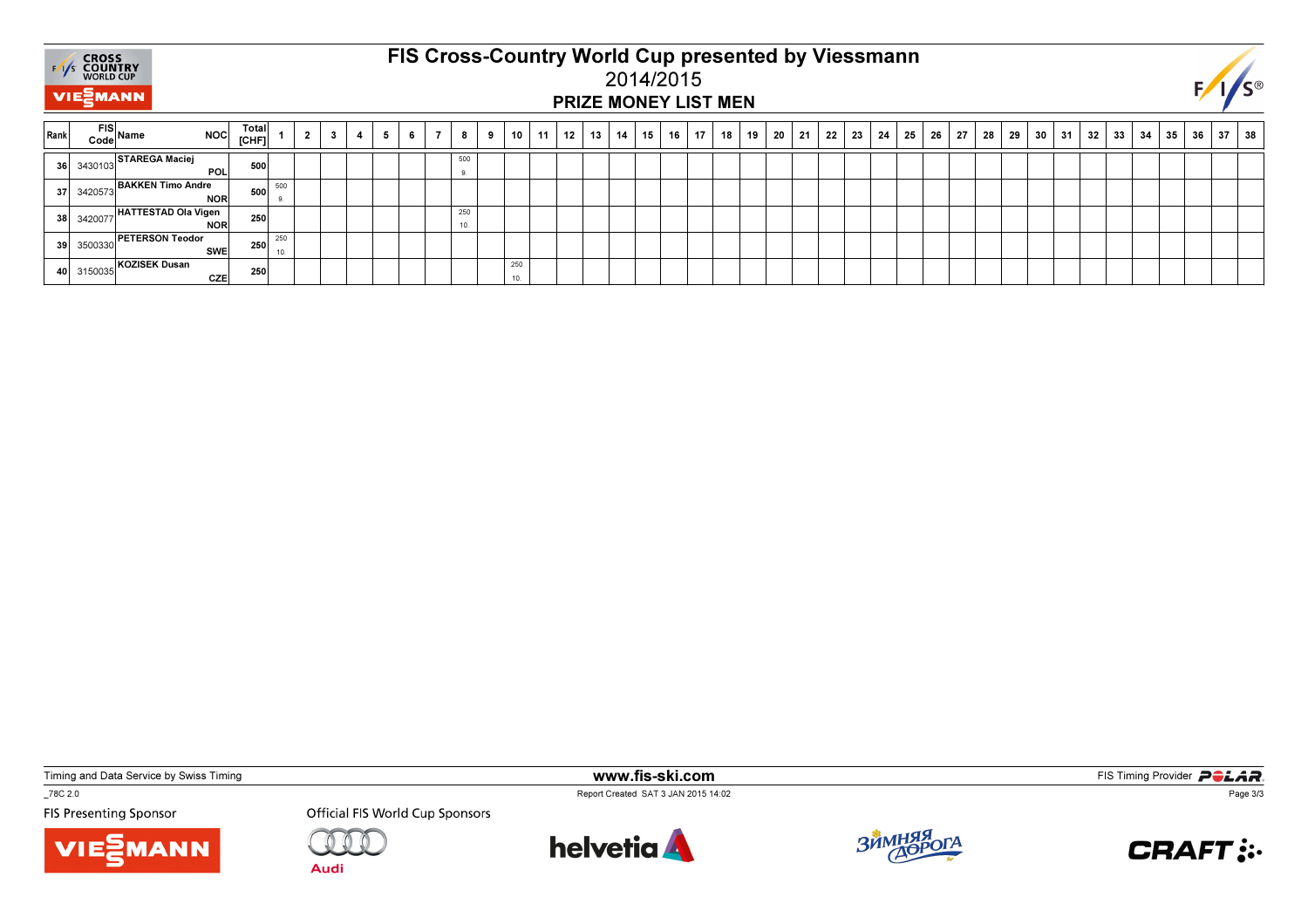# FIS Cross-Country World Cup presented by Viessmann

## 2014/2015

### PRIZE MONEY LIST MEN

| Rank | FIS Code | Name | NOC | Total [CHF] | 1 | 2 | 3 | 4 | 5 | 6 | 7 | 8 | 9 | 10 | 11 | 12 | 13 | 14 | 15 | 16 | 17 | 18 | 19 | 20 | 21 | 22 | 23 | 24 | 25 | 26 | 27 | 28 | 29 | 30 | 31 | 32 | 33 | 34 | 35 | 36 | 37 | 38 |
|---|---|---|---|---|---|---|---|---|---|---|---|---|---|---|---|---|---|---|---|---|---|---|---|---|---|---|---|---|---|---|---|---|---|---|---|---|---|---|---|---|---|---|
| 36 | 3430103 | STAREGA Maciej | POL | 500 | | | | | | | | 500 9. | | | | | | | | | | | | | | | | | | | | | | | | | | | | | | |
| 37 | 3420573 | BAKKEN Timo Andre | NOR | 500 | 500 9. | | | | | | | | | | | | | | | | | | | | | | | | | | | | | | | | | | | | | |
| 38 | 3420077 | HATTESTAD Ola Vigen | NOR | 250 | | | | | | | | 250 10. | | | | | | | | | | | | | | | | | | | | | | | | | | | | | | |
| 39 | 3500330 | PETERSON Teodor | SWE | 250 | 250 10. | | | | | | | | | | | | | | | | | | | | | | | | | | | | | | | | | | | | | |
| 40 | 3150035 | KOZISEK Dusan | CZE | 250 | | | | | | | | | | 250 10. | | | | | | | | | | | | | | | | | | | | | | | | | | | | |

Timing and Data Service by Swiss Timing

www.fis-ski.com

FIS Timing Provider POLAR

_78C 2.0

Report Created SAT 3 JAN 2015 14:02

FIS Presenting Sponsor

Official FIS World Cup Sponsors